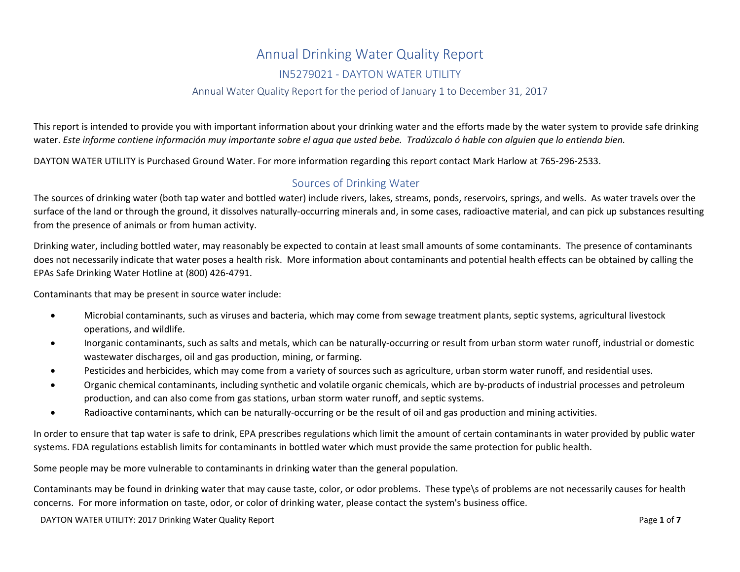# Annual Drinking Water Quality Report

## IN5279021 - DAYTON WATER UTILITY

### Annual Water Quality Report for the period of January 1 to December 31, 2017

This report is intended to provide you with important information about your drinking water and the efforts made by the water system to provide safe drinking water. *Este informe contiene información muy importante sobre el agua que usted bebe. Tradúzcalo ó hable con alguien que lo entienda bien.*

DAYTON WATER UTILITY is Purchased Ground Water. For more information regarding this report contact Mark Harlow at 765-296-2533.

## Sources of Drinking Water

The sources of drinking water (both tap water and bottled water) include rivers, lakes, streams, ponds, reservoirs, springs, and wells. As water travels over the surface of the land or through the ground, it dissolves naturally-occurring minerals and, in some cases, radioactive material, and can pick up substances resulting from the presence of animals or from human activity.

Drinking water, including bottled water, may reasonably be expected to contain at least small amounts of some contaminants. The presence of contaminants does not necessarily indicate that water poses a health risk. More information about contaminants and potential health effects can be obtained by calling the EPAs Safe Drinking Water Hotline at (800) 426-4791.

Contaminants that may be present in source water include:

- Microbial contaminants, such as viruses and bacteria, which may come from sewage treatment plants, septic systems, agricultural livestock operations, and wildlife.
- Inorganic contaminants, such as salts and metals, which can be naturally-occurring or result from urban storm water runoff, industrial or domestic wastewater discharges, oil and gas production, mining, or farming.
- Pesticides and herbicides, which may come from a variety of sources such as agriculture, urban storm water runoff, and residential uses.
- Organic chemical contaminants, including synthetic and volatile organic chemicals, which are by-products of industrial processes and petroleum production, and can also come from gas stations, urban storm water runoff, and septic systems.
- Radioactive contaminants, which can be naturally-occurring or be the result of oil and gas production and mining activities.

In order to ensure that tap water is safe to drink, EPA prescribes regulations which limit the amount of certain contaminants in water provided by public water systems. FDA regulations establish limits for contaminants in bottled water which must provide the same protection for public health.

Some people may be more vulnerable to contaminants in drinking water than the general population.

Contaminants may be found in drinking water that may cause taste, color, or odor problems. These type\s of problems are not necessarily causes for health concerns. For more information on taste, odor, or color of drinking water, please contact the system's business office.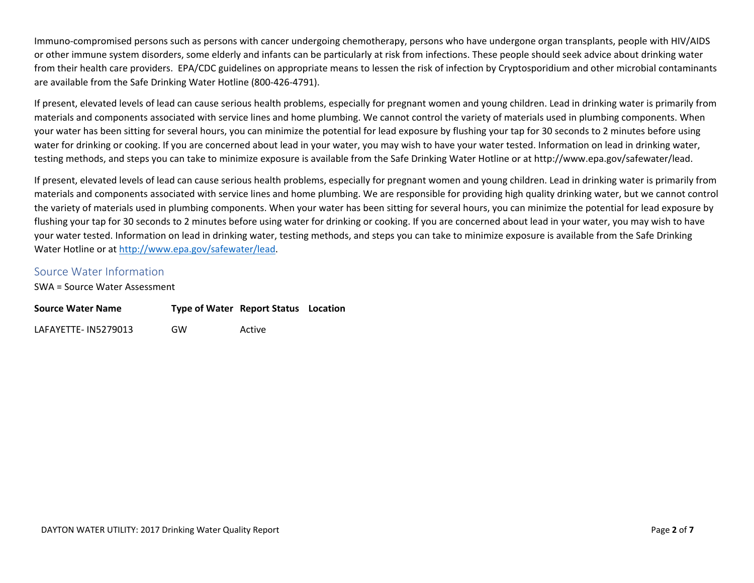Immuno-compromised persons such as persons with cancer undergoing chemotherapy, persons who have undergone organ transplants, people with HIV/AIDS or other immune system disorders, some elderly and infants can be particularly at risk from infections. These people should seek advice about drinking water from their health care providers. EPA/CDC guidelines on appropriate means to lessen the risk of infection by Cryptosporidium and other microbial contaminants are available from the Safe Drinking Water Hotline (800-426-4791).

If present, elevated levels of lead can cause serious health problems, especially for pregnant women and young children. Lead in drinking water is primarily from materials and components associated with service lines and home plumbing. We cannot control the variety of materials used in plumbing components. When your water has been sitting for several hours, you can minimize the potential for lead exposure by flushing your tap for 30 seconds to 2 minutes before using water for drinking or cooking. If you are concerned about lead in your water, you may wish to have your water tested. Information on lead in drinking water, testing methods, and steps you can take to minimize exposure is available from the Safe Drinking Water Hotline or at http://www.epa.gov/safewater/lead.

If present, elevated levels of lead can cause serious health problems, especially for pregnant women and young children. Lead in drinking water is primarily from materials and components associated with service lines and home plumbing. We are responsible for providing high quality drinking water, but we cannot control the variety of materials used in plumbing components. When your water has been sitting for several hours, you can minimize the potential for lead exposure by flushing your tap for 30 seconds to 2 minutes before using water for drinking or cooking. If you are concerned about lead in your water, you may wish to have your water tested. Information on lead in drinking water, testing methods, and steps you can take to minimize exposure is available from the Safe Drinking Water Hotline or at http://www.epa.gov/safewater/lead.

## Source Water Information

SWA = Source Water Assessment

| Source Water Name | Type of Water | Report Status | Location |
|---|---|---|---|
| LAFAYETTE- IN5279013 | GW | Active | |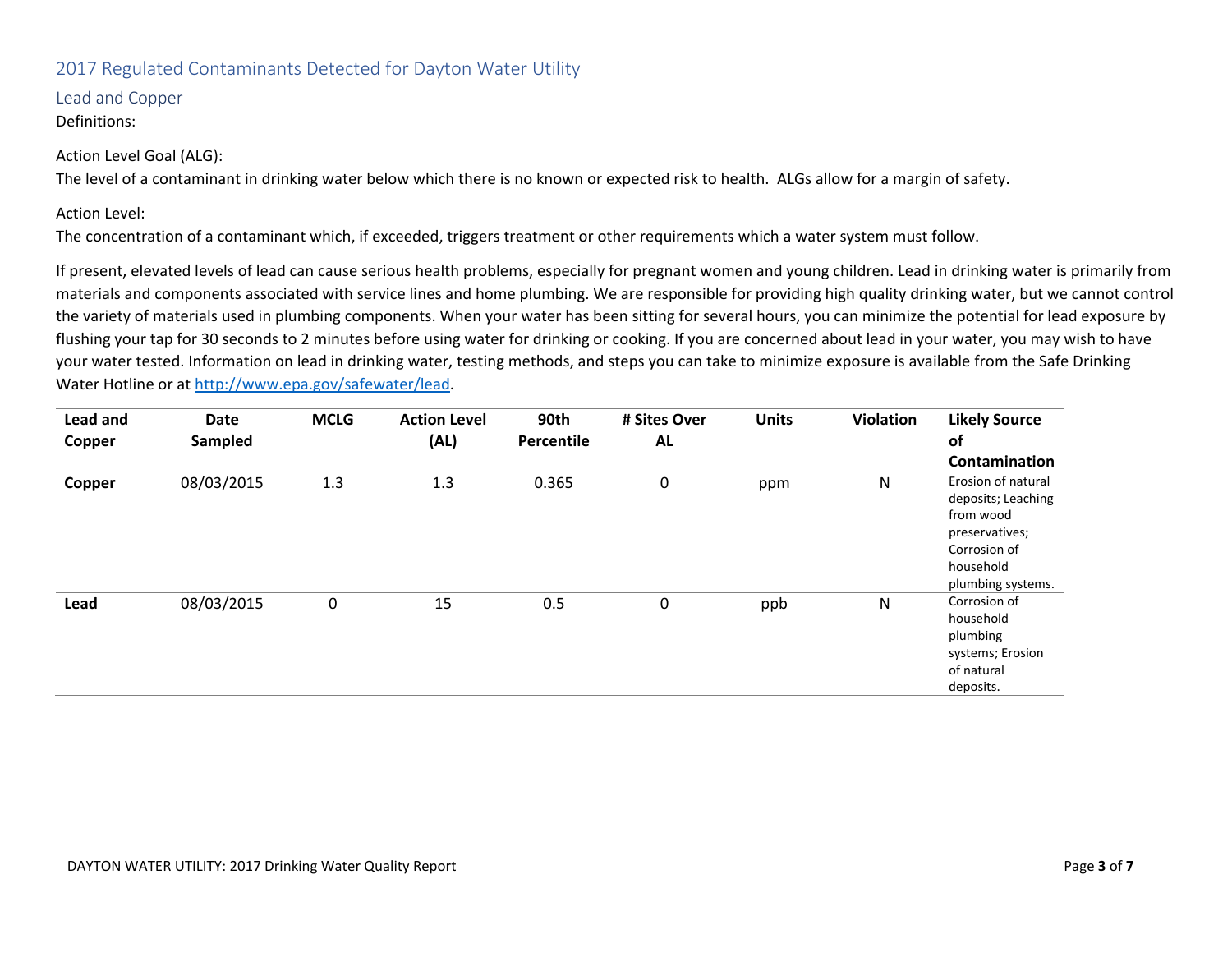## 2017 Regulated Contaminants Detected for Dayton Water Utility

### Lead and Copper

Definitions:

Action Level Goal (ALG):
The level of a contaminant in drinking water below which there is no known or expected risk to health. ALGs allow for a margin of safety.

Action Level:
The concentration of a contaminant which, if exceeded, triggers treatment or other requirements which a water system must follow.

If present, elevated levels of lead can cause serious health problems, especially for pregnant women and young children. Lead in drinking water is primarily from materials and components associated with service lines and home plumbing. We are responsible for providing high quality drinking water, but we cannot control the variety of materials used in plumbing components. When your water has been sitting for several hours, you can minimize the potential for lead exposure by flushing your tap for 30 seconds to 2 minutes before using water for drinking or cooking. If you are concerned about lead in your water, you may wish to have your water tested. Information on lead in drinking water, testing methods, and steps you can take to minimize exposure is available from the Safe Drinking Water Hotline or at http://www.epa.gov/safewater/lead.

| Lead and Copper | Date Sampled | MCLG | Action Level (AL) | 90th Percentile | # Sites Over AL | Units | Violation | Likely Source of Contamination |
|---|---|---|---|---|---|---|---|---|
| **Copper** | 08/03/2015 | 1.3 | 1.3 | 0.365 | 0 | ppm | N | Erosion of natural deposits; Leaching from wood preservatives; Corrosion of household plumbing systems. |
| **Lead** | 08/03/2015 | 0 | 15 | 0.5 | 0 | ppb | N | Corrosion of household plumbing systems; Erosion of natural deposits. |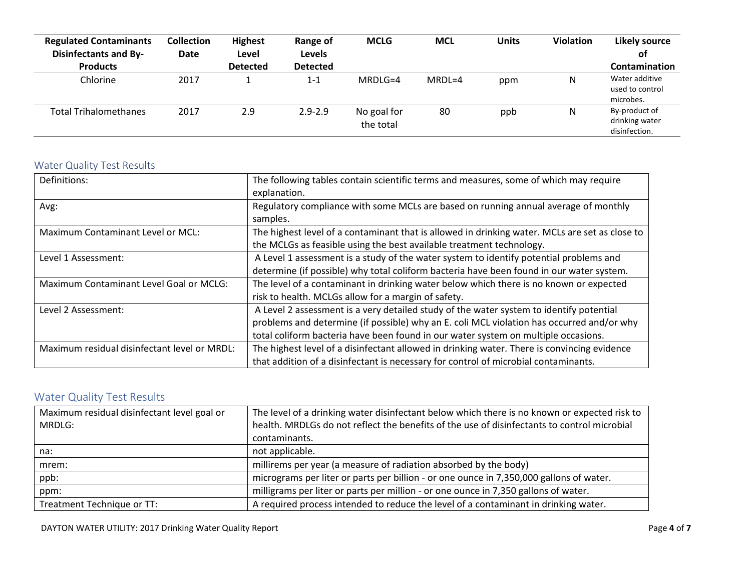| Regulated Contaminants Disinfectants and By-Products | Collection Date | Highest Level Detected | Range of Levels Detected | MCLG | MCL | Units | Violation | Likely source of Contamination |
|---|---|---|---|---|---|---|---|---|
| Chlorine | 2017 | 1 | 1-1 | MRDLG=4 | MRDL=4 | ppm | N | Water additive used to control microbes. |
| Total Trihalomethanes | 2017 | 2.9 | 2.9-2.9 | No goal for the total | 80 | ppb | N | By-product of drinking water disinfection. |

## Water Quality Test Results

| | |
|---|---|
| Definitions: | The following tables contain scientific terms and measures, some of which may require explanation. |
| Avg: | Regulatory compliance with some MCLs are based on running annual average of monthly samples. |
| Maximum Contaminant Level or MCL: | The highest level of a contaminant that is allowed in drinking water. MCLs are set as close to the MCLGs as feasible using the best available treatment technology. |
| Level 1 Assessment: | A Level 1 assessment is a study of the water system to identify potential problems and determine (if possible) why total coliform bacteria have been found in our water system. |
| Maximum Contaminant Level Goal or MCLG: | The level of a contaminant in drinking water below which there is no known or expected risk to health. MCLGs allow for a margin of safety. |
| Level 2 Assessment: | A Level 2 assessment is a very detailed study of the water system to identify potential problems and determine (if possible) why an E. coli MCL violation has occurred and/or why total coliform bacteria have been found in our water system on multiple occasions. |
| Maximum residual disinfectant level or MRDL: | The highest level of a disinfectant allowed in drinking water. There is convincing evidence that addition of a disinfectant is necessary for control of microbial contaminants. |

## Water Quality Test Results

| | |
|---|---|
| Maximum residual disinfectant level goal or MRDLG: | The level of a drinking water disinfectant below which there is no known or expected risk to health. MRDLGs do not reflect the benefits of the use of disinfectants to control microbial contaminants. |
| na: | not applicable. |
| mrem: | millirems per year (a measure of radiation absorbed by the body) |
| ppb: | micrograms per liter or parts per billion - or one ounce in 7,350,000 gallons of water. |
| ppm: | milligrams per liter or parts per million - or one ounce in 7,350 gallons of water. |
| Treatment Technique or TT: | A required process intended to reduce the level of a contaminant in drinking water. |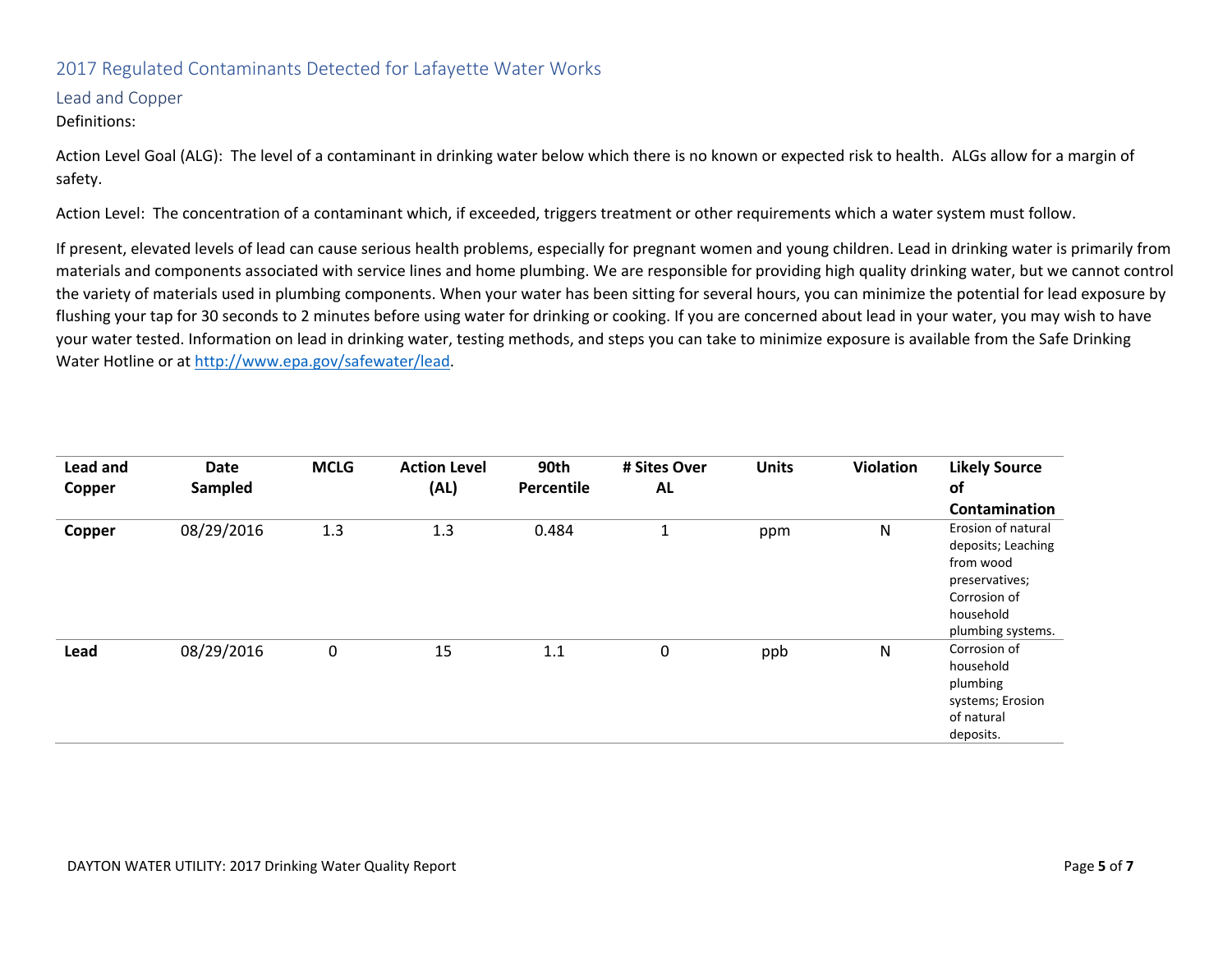## 2017 Regulated Contaminants Detected for Lafayette Water Works

### Lead and Copper

Definitions:

Action Level Goal (ALG): The level of a contaminant in drinking water below which there is no known or expected risk to health. ALGs allow for a margin of safety.

Action Level: The concentration of a contaminant which, if exceeded, triggers treatment or other requirements which a water system must follow.

If present, elevated levels of lead can cause serious health problems, especially for pregnant women and young children. Lead in drinking water is primarily from materials and components associated with service lines and home plumbing. We are responsible for providing high quality drinking water, but we cannot control the variety of materials used in plumbing components. When your water has been sitting for several hours, you can minimize the potential for lead exposure by flushing your tap for 30 seconds to 2 minutes before using water for drinking or cooking. If you are concerned about lead in your water, you may wish to have your water tested. Information on lead in drinking water, testing methods, and steps you can take to minimize exposure is available from the Safe Drinking Water Hotline or at http://www.epa.gov/safewater/lead.

| Lead and Copper | Date Sampled | MCLG | Action Level (AL) | 90th Percentile | # Sites Over AL | Units | Violation | Likely Source of Contamination |
|---|---|---|---|---|---|---|---|---|
| **Copper** | 08/29/2016 | 1.3 | 1.3 | 0.484 | 1 | ppm | N | Erosion of natural deposits; Leaching from wood preservatives; Corrosion of household plumbing systems. |
| **Lead** | 08/29/2016 | 0 | 15 | 1.1 | 0 | ppb | N | Corrosion of household plumbing systems; Erosion of natural deposits. |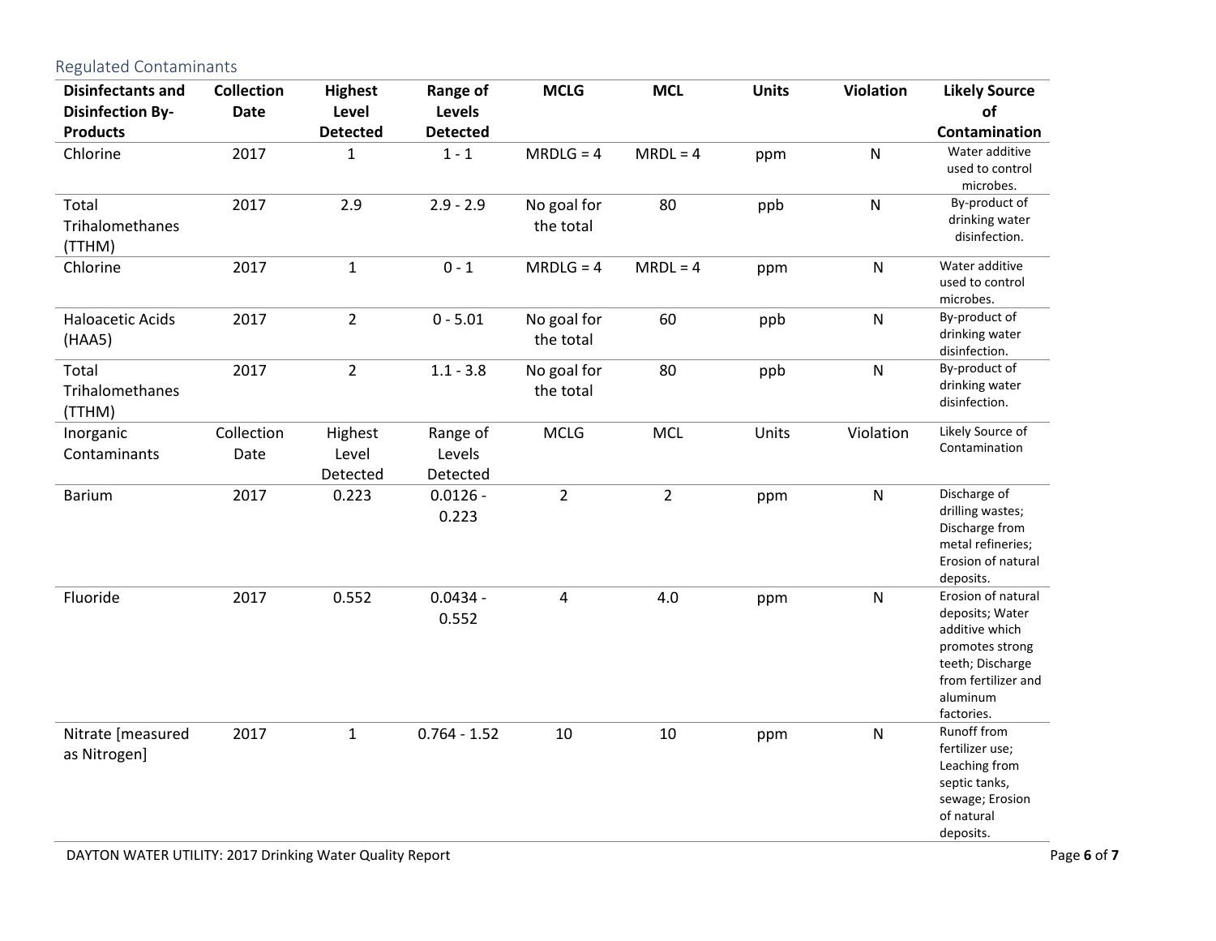## Regulated Contaminants

| Disinfectants and Disinfection By-Products | Collection Date | Highest Level Detected | Range of Levels Detected | MCLG | MCL | Units | Violation | Likely Source of Contamination |
|---|---|---|---|---|---|---|---|---|
| Chlorine | 2017 | 1 | 1 - 1 | MRDLG = 4 | MRDL = 4 | ppm | N | Water additive used to control microbes. |
| Total Trihalomethanes (TTHM) | 2017 | 2.9 | 2.9 - 2.9 | No goal for the total | 80 | ppb | N | By-product of drinking water disinfection. |
| Chlorine | 2017 | 1 | 0 - 1 | MRDLG = 4 | MRDL = 4 | ppm | N | Water additive used to control microbes. |
| Haloacetic Acids (HAA5) | 2017 | 2 | 0 - 5.01 | No goal for the total | 60 | ppb | N | By-product of drinking water disinfection. |
| Total Trihalomethanes (TTHM) | 2017 | 2 | 1.1 - 3.8 | No goal for the total | 80 | ppb | N | By-product of drinking water disinfection. |
| Inorganic Contaminants | Collection Date | Highest Level Detected | Range of Levels Detected | MCLG | MCL | Units | Violation | Likely Source of Contamination |
| Barium | 2017 | 0.223 | 0.0126 - 0.223 | 2 | 2 | ppm | N | Discharge of drilling wastes; Discharge from metal refineries; Erosion of natural deposits. |
| Fluoride | 2017 | 0.552 | 0.0434 - 0.552 | 4 | 4.0 | ppm | N | Erosion of natural deposits; Water additive which promotes strong teeth; Discharge from fertilizer and aluminum factories. |
| Nitrate [measured as Nitrogen] | 2017 | 1 | 0.764 - 1.52 | 10 | 10 | ppm | N | Runoff from fertilizer use; Leaching from septic tanks, sewage; Erosion of natural deposits. |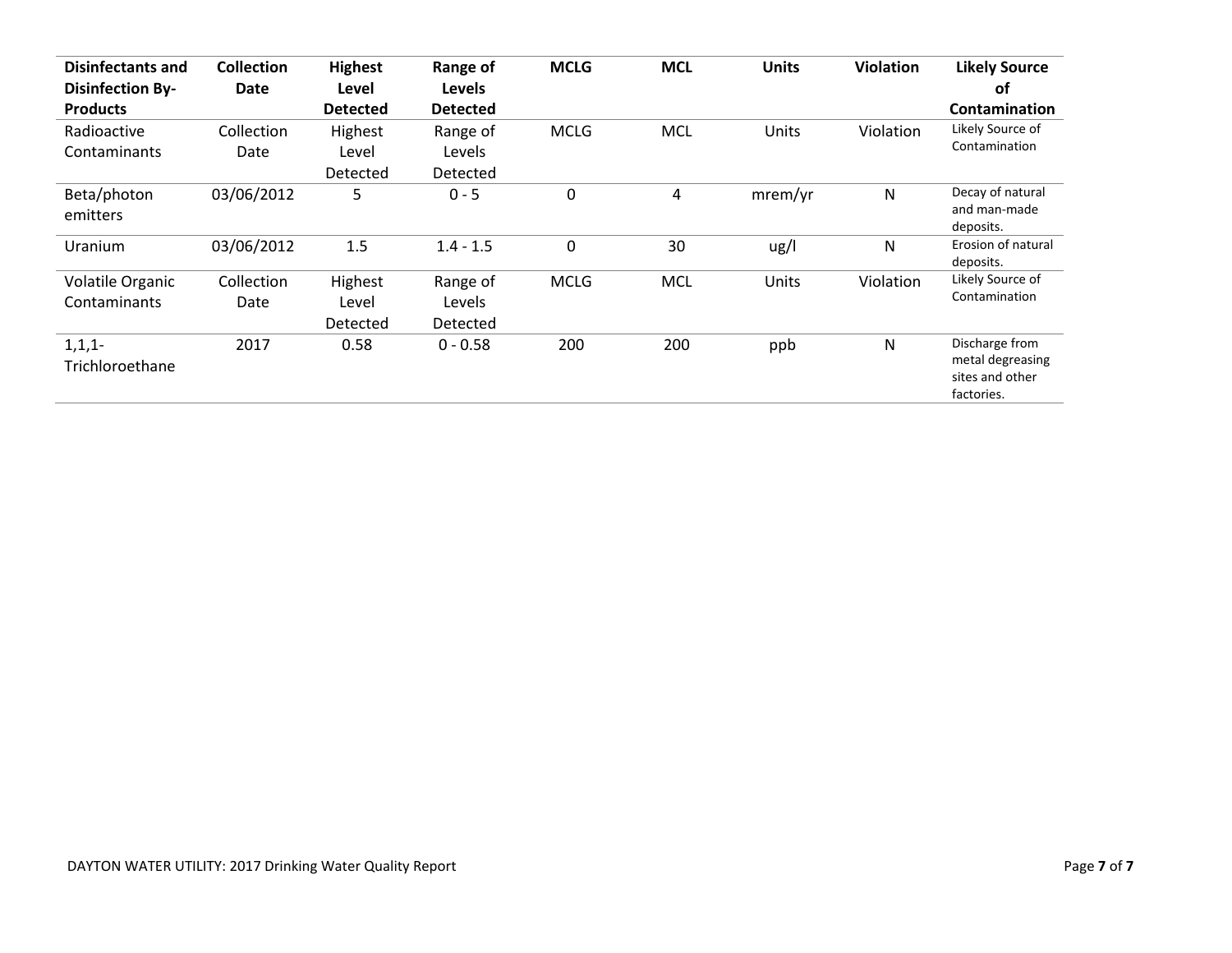| Disinfectants and Disinfection By-Products | Collection Date | Highest Level Detected | Range of Levels Detected | MCLG | MCL | Units | Violation | Likely Source of Contamination |
|---|---|---|---|---|---|---|---|---|
| Radioactive Contaminants | Collection Date | Highest Level Detected | Range of Levels Detected | MCLG | MCL | Units | Violation | Likely Source of Contamination |
| Beta/photon emitters | 03/06/2012 | 5 | 0 - 5 | 0 | 4 | mrem/yr | N | Decay of natural and man-made deposits. |
| Uranium | 03/06/2012 | 1.5 | 1.4 - 1.5 | 0 | 30 | ug/l | N | Erosion of natural deposits. |
| Volatile Organic Contaminants | Collection Date | Highest Level Detected | Range of Levels Detected | MCLG | MCL | Units | Violation | Likely Source of Contamination |
| 1,1,1-Trichloroethane | 2017 | 0.58 | 0 - 0.58 | 200 | 200 | ppb | N | Discharge from metal degreasing sites and other factories. |